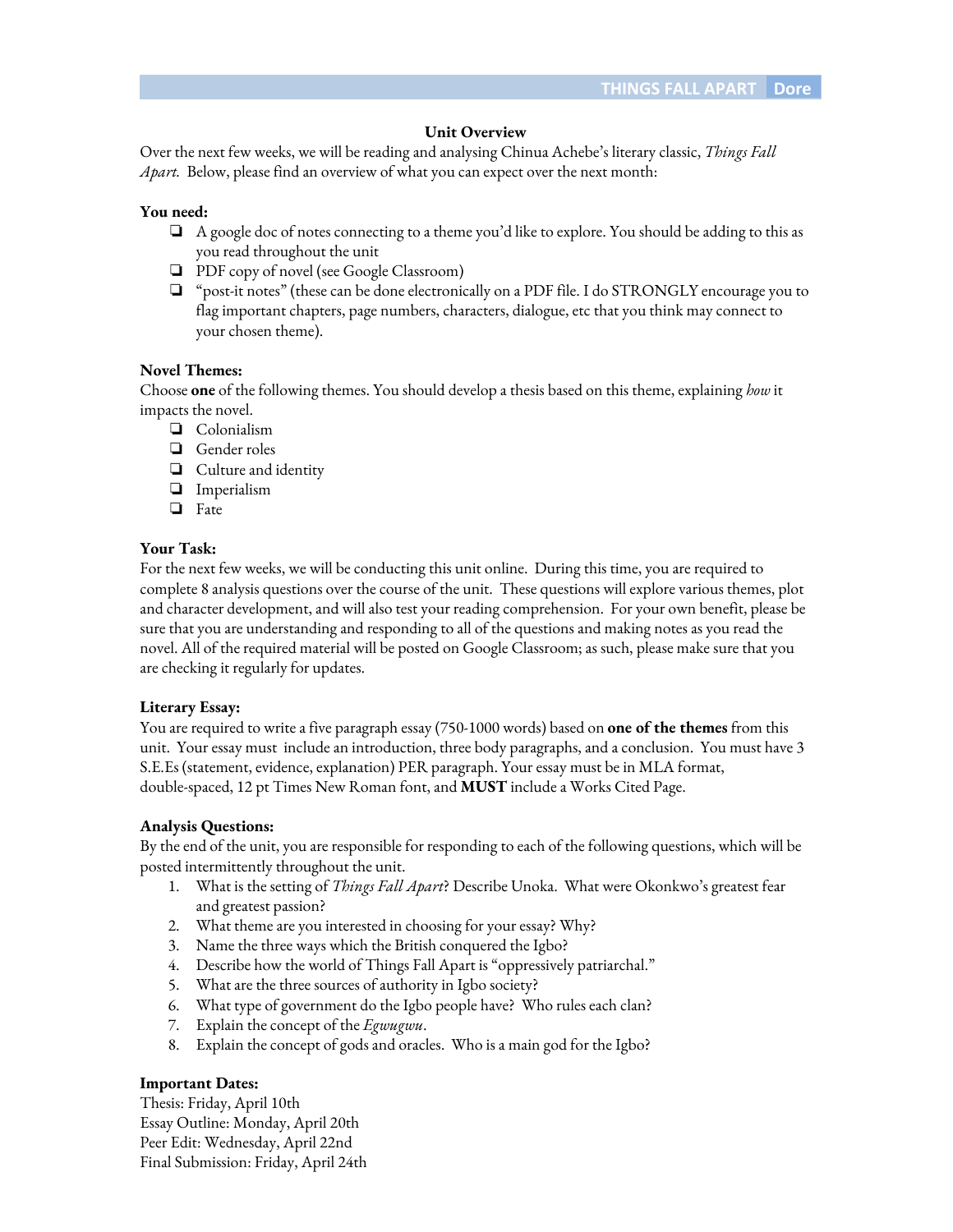## Unit Overview

Over the next few weeks, we will be reading and analysing Chinua Achebe's literary classic, *Things Fall Apart*. Below, please find an overview of what you can expect over the next month:

**You need:**

- ❏ A google doc of notes connecting to a theme you'd like to explore. You should be adding to this as you read throughout the unit
- ❏ PDF copy of novel (see Google Classroom)
- ❏ "post-it notes" (these can be done electronically on a PDF file. I do STRONGLY encourage you to flag important chapters, page numbers, characters, dialogue, etc that you think may connect to your chosen theme).

**Novel Themes:**

Choose **one** of the following themes. You should develop a thesis based on this theme, explaining *how* it impacts the novel.

- ❏ Colonialism
- ❏ Gender roles
- ❏ Culture and identity
- ❏ Imperialism
- ❏ Fate

**Your Task:**

For the next few weeks, we will be conducting this unit online. During this time, you are required to complete 8 analysis questions over the course of the unit. These questions will explore various themes, plot and character development, and will also test your reading comprehension. For your own benefit, please be sure that you are understanding and responding to all of the questions and making notes as you read the novel. All of the required material will be posted on Google Classroom; as such, please make sure that you are checking it regularly for updates.

**Literary Essay:**

You are required to write a five paragraph essay (750-1000 words) based on **one of the themes** from this unit. Your essay must include an introduction, three body paragraphs, and a conclusion. You must have 3 S.E.Es (statement, evidence, explanation) PER paragraph. Your essay must be in MLA format, double-spaced, 12 pt Times New Roman font, and **MUST** include a Works Cited Page.

**Analysis Questions:**

By the end of the unit, you are responsible for responding to each of the following questions, which will be posted intermittently throughout the unit.

1. What is the setting of *Things Fall Apart*? Describe Unoka. What were Okonkwo's greatest fear and greatest passion?
2. What theme are you interested in choosing for your essay? Why?
3. Name the three ways which the British conquered the Igbo?
4. Describe how the world of Things Fall Apart is "oppressively patriarchal."
5. What are the three sources of authority in Igbo society?
6. What type of government do the Igbo people have? Who rules each clan?
7. Explain the concept of the *Egwugwu*.
8. Explain the concept of gods and oracles. Who is a main god for the Igbo?

**Important Dates:**

Thesis: Friday, April 10th
Essay Outline: Monday, April 20th
Peer Edit: Wednesday, April 22nd
Final Submission: Friday, April 24th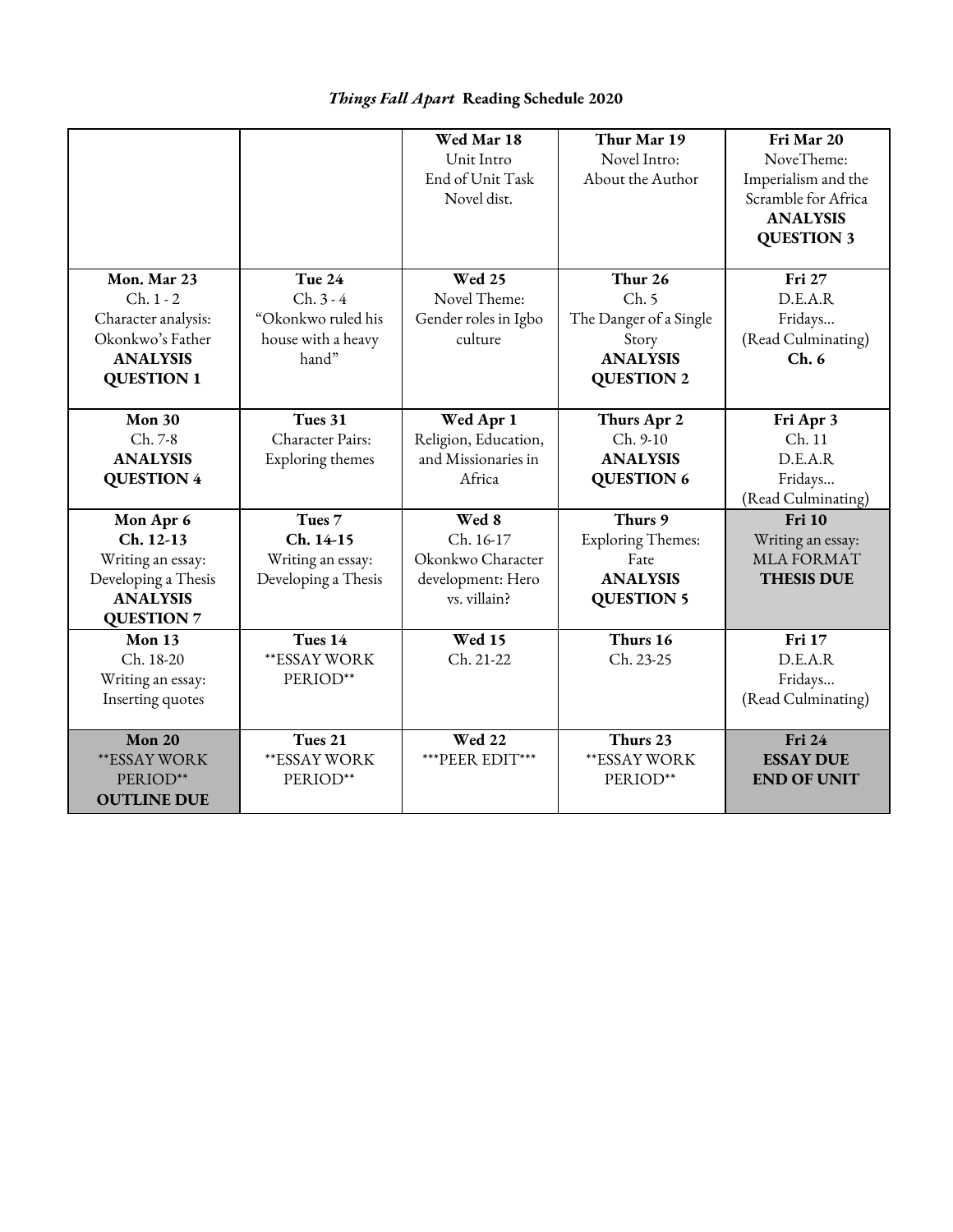# *Things Fall Apart* Reading Schedule 2020

| | | | | |
|---|---|---|---|---|
| | | **Wed Mar 18**<br>Unit Intro<br>End of Unit Task<br>Novel dist. | **Thur Mar 19**<br>Novel Intro:<br>About the Author | **Fri Mar 20**<br>NoveTheme:<br>Imperialism and the Scramble for Africa<br>**ANALYSIS QUESTION 3** |
| **Mon. Mar 23**<br>Ch. 1 - 2<br>Character analysis:<br>Okonkwo's Father<br>**ANALYSIS QUESTION 1** | **Tue 24**<br>Ch. 3 - 4<br>"Okonkwo ruled his house with a heavy hand" | **Wed 25**<br>Novel Theme:<br>Gender roles in Igbo culture | **Thur 26**<br>Ch. 5<br>The Danger of a Single Story<br>**ANALYSIS QUESTION 2** | **Fri 27**<br>D.E.A.R<br>Fridays...<br>(Read Culminating)<br>**Ch. 6** |
| **Mon 30**<br>Ch. 7-8<br>**ANALYSIS QUESTION 4** | **Tues 31**<br>Character Pairs:<br>Exploring themes | **Wed Apr 1**<br>Religion, Education, and Missionaries in Africa | **Thurs Apr 2**<br>Ch. 9-10<br>**ANALYSIS QUESTION 6** | **Fri Apr 3**<br>Ch. 11<br>D.E.A.R<br>Fridays...<br>(Read Culminating) |
| **Mon Apr 6**<br>**Ch. 12-13**<br>Writing an essay:<br>Developing a Thesis<br>**ANALYSIS QUESTION 7** | **Tues 7**<br>**Ch. 14-15**<br>Writing an essay:<br>Developing a Thesis | **Wed 8**<br>Ch. 16-17<br>Okonkwo Character development: Hero vs. villain? | **Thurs 9**<br>Exploring Themes:<br>Fate<br>**ANALYSIS QUESTION 5** | **Fri 10**<br>Writing an essay:<br>MLA FORMAT<br>**THESIS DUE** |
| **Mon 13**<br>Ch. 18-20<br>Writing an essay:<br>Inserting quotes | **Tues 14**<br>**ESSAY WORK PERIOD** | **Wed 15**<br>Ch. 21-22 | **Thurs 16**<br>Ch. 23-25 | **Fri 17**<br>D.E.A.R<br>Fridays...<br>(Read Culminating) |
| **Mon 20**<br>**ESSAY WORK PERIOD**<br>**OUTLINE DUE** | **Tues 21**<br>**ESSAY WORK PERIOD** | **Wed 22**<br>***PEER EDIT*** | **Thurs 23**<br>**ESSAY WORK PERIOD** | **Fri 24**<br>**ESSAY DUE**<br>**END OF UNIT** |